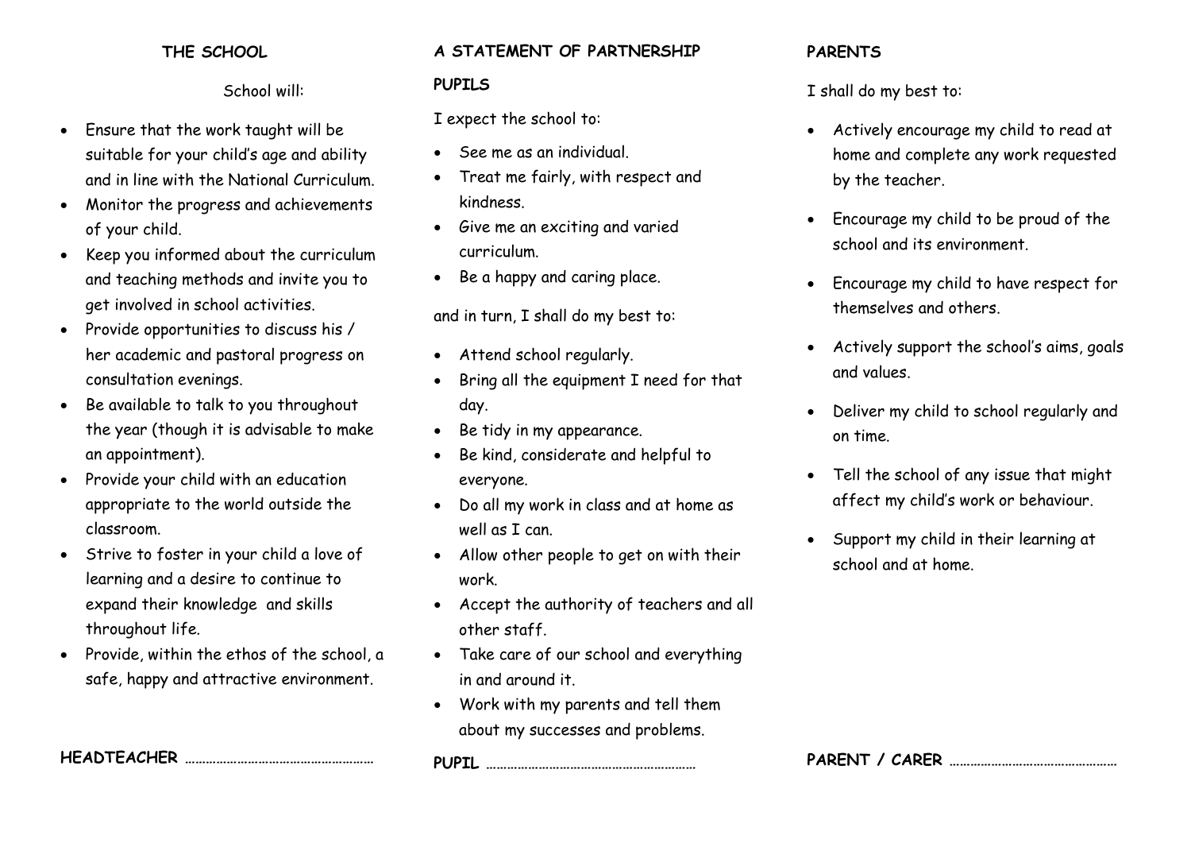## THE SCHOOL

School will:

- Ensure that the work taught will be suitable for your child's age and ability and in line with the National Curriculum.
- Monitor the progress and achievements of your child.
- Keep you informed about the curriculum and teaching methods and invite you to get involved in school activities.
- Provide opportunities to discuss his / her academic and pastoral progress on consultation evenings.
- Be available to talk to you throughout the year (though it is advisable to make an appointment).
- Provide your child with an education appropriate to the world outside the classroom.
- Strive to foster in your child a love of learning and a desire to continue to expand their knowledge and skills throughout life.
- Provide, within the ethos of the school, a safe, happy and attractive environment.

**HEADTEACHER** ……………………………………………

## A STATEMENT OF PARTNERSHIP

### PUPILS

I expect the school to:

- See me as an individual.
- Treat me fairly, with respect and kindness.
- Give me an exciting and varied curriculum.
- Be a happy and caring place.

and in turn, I shall do my best to:

- Attend school regularly.
- Bring all the equipment I need for that day.
- Be tidy in my appearance.
- Be kind, considerate and helpful to everyone.
- Do all my work in class and at home as well as I can.
- Allow other people to get on with their work.
- Accept the authority of teachers and all other staff.
- Take care of our school and everything in and around it.
- Work with my parents and tell them about my successes and problems.

**PUPIL** …………………………………………………

## PARENTS

I shall do my best to:

- Actively encourage my child to read at home and complete any work requested by the teacher.
- Encourage my child to be proud of the school and its environment.
- Encourage my child to have respect for themselves and others.
- Actively support the school's aims, goals and values.
- Deliver my child to school regularly and on time.
- Tell the school of any issue that might affect my child's work or behaviour.
- Support my child in their learning at school and at home.

**PARENT / CARER** ……………………………………….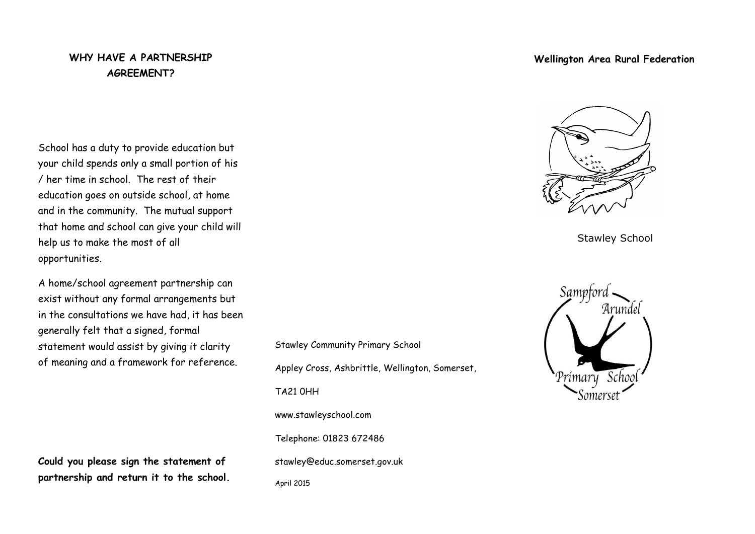## WHY HAVE A PARTNERSHIP AGREEMENT?

School has a duty to provide education but your child spends only a small portion of his / her time in school. The rest of their education goes on outside school, at home and in the community. The mutual support that home and school can give your child will help us to make the most of all opportunities.

A home/school agreement partnership can exist without any formal arrangements but in the consultations we have had, it has been generally felt that a signed, formal statement would assist by giving it clarity of meaning and a framework for reference.

**Could you please sign the statement of partnership and return it to the school.**

Stawley Community Primary School

Appley Cross, Ashbrittle, Wellington, Somerset,

TA21 0HH

www.stawleyschool.com

Telephone: 01823 672486

stawley@educ.somerset.gov.uk

April 2015

**Wellington Area Rural Federation**

Stawley School

Sampford Arundel Primary School Somerset